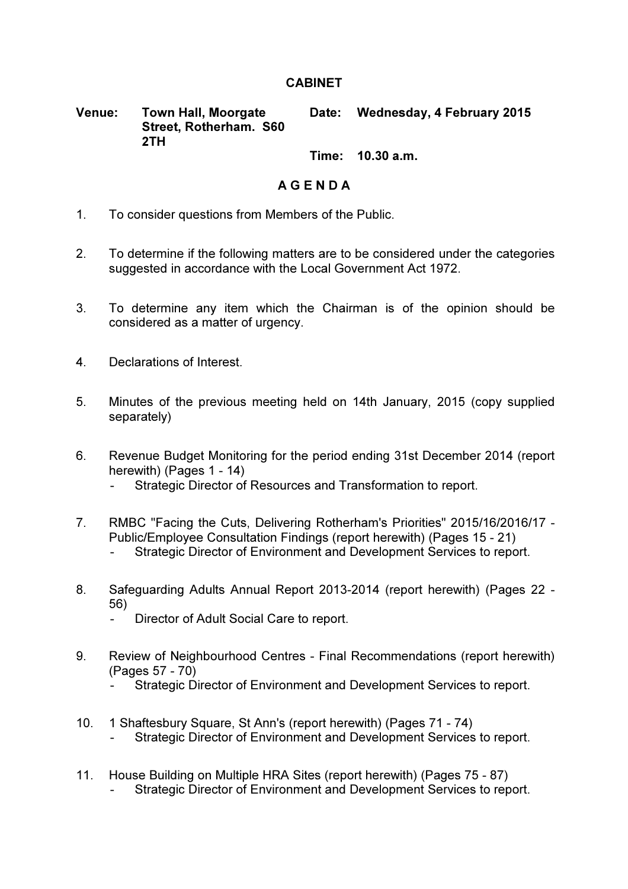# CABINET

**Venue:** Town Hall, Moorgate Street, Rotherham. S60 2TH

**Date:** Wednesday, 4 February 2015

**Time:** 10.30 a.m.

## A G E N D A

1. To consider questions from Members of the Public.

2. To determine if the following matters are to be considered under the categories suggested in accordance with the Local Government Act 1972.

3. To determine any item which the Chairman is of the opinion should be considered as a matter of urgency.

4. Declarations of Interest.

5. Minutes of the previous meeting held on 14th January, 2015 (copy supplied separately)

6. Revenue Budget Monitoring for the period ending 31st December 2014 (report herewith) (Pages 1 - 14)
   - Strategic Director of Resources and Transformation to report.

7. RMBC "Facing the Cuts, Delivering Rotherham's Priorities" 2015/16/2016/17 - Public/Employee Consultation Findings (report herewith) (Pages 15 - 21)
   - Strategic Director of Environment and Development Services to report.

8. Safeguarding Adults Annual Report 2013-2014 (report herewith) (Pages 22 - 56)
   - Director of Adult Social Care to report.

9. Review of Neighbourhood Centres - Final Recommendations (report herewith) (Pages 57 - 70)
   - Strategic Director of Environment and Development Services to report.

10. 1 Shaftesbury Square, St Ann's (report herewith) (Pages 71 - 74)
    - Strategic Director of Environment and Development Services to report.

11. House Building on Multiple HRA Sites (report herewith) (Pages 75 - 87)
    - Strategic Director of Environment and Development Services to report.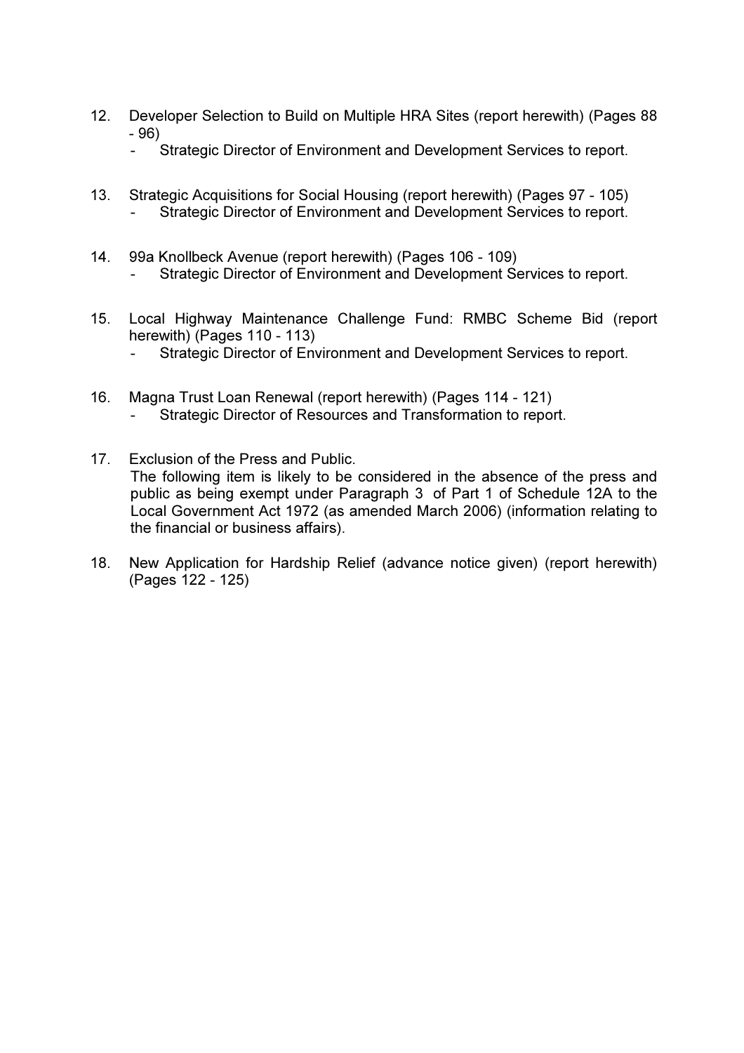12. Developer Selection to Build on Multiple HRA Sites (report herewith) (Pages 88 - 96)
    - Strategic Director of Environment and Development Services to report.

13. Strategic Acquisitions for Social Housing (report herewith) (Pages 97 - 105)
    - Strategic Director of Environment and Development Services to report.

14. 99a Knollbeck Avenue (report herewith) (Pages 106 - 109)
    - Strategic Director of Environment and Development Services to report.

15. Local Highway Maintenance Challenge Fund: RMBC Scheme Bid (report herewith) (Pages 110 - 113)
    - Strategic Director of Environment and Development Services to report.

16. Magna Trust Loan Renewal (report herewith) (Pages 114 - 121)
    - Strategic Director of Resources and Transformation to report.

17. Exclusion of the Press and Public.
    The following item is likely to be considered in the absence of the press and public as being exempt under Paragraph 3 of Part 1 of Schedule 12A to the Local Government Act 1972 (as amended March 2006) (information relating to the financial or business affairs).

18. New Application for Hardship Relief (advance notice given) (report herewith) (Pages 122 - 125)